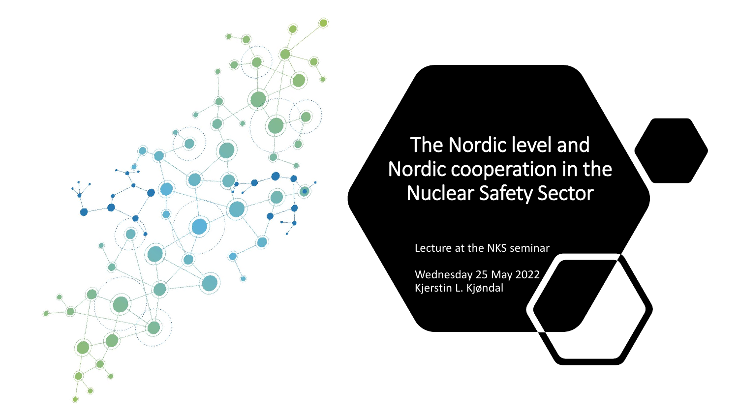# The Nordic level and Nordic cooperation in the Nuclear Safety Sector

Lecture at the NKS seminar

Wednesday 25 May 2022
Kjerstin L. Kjøndal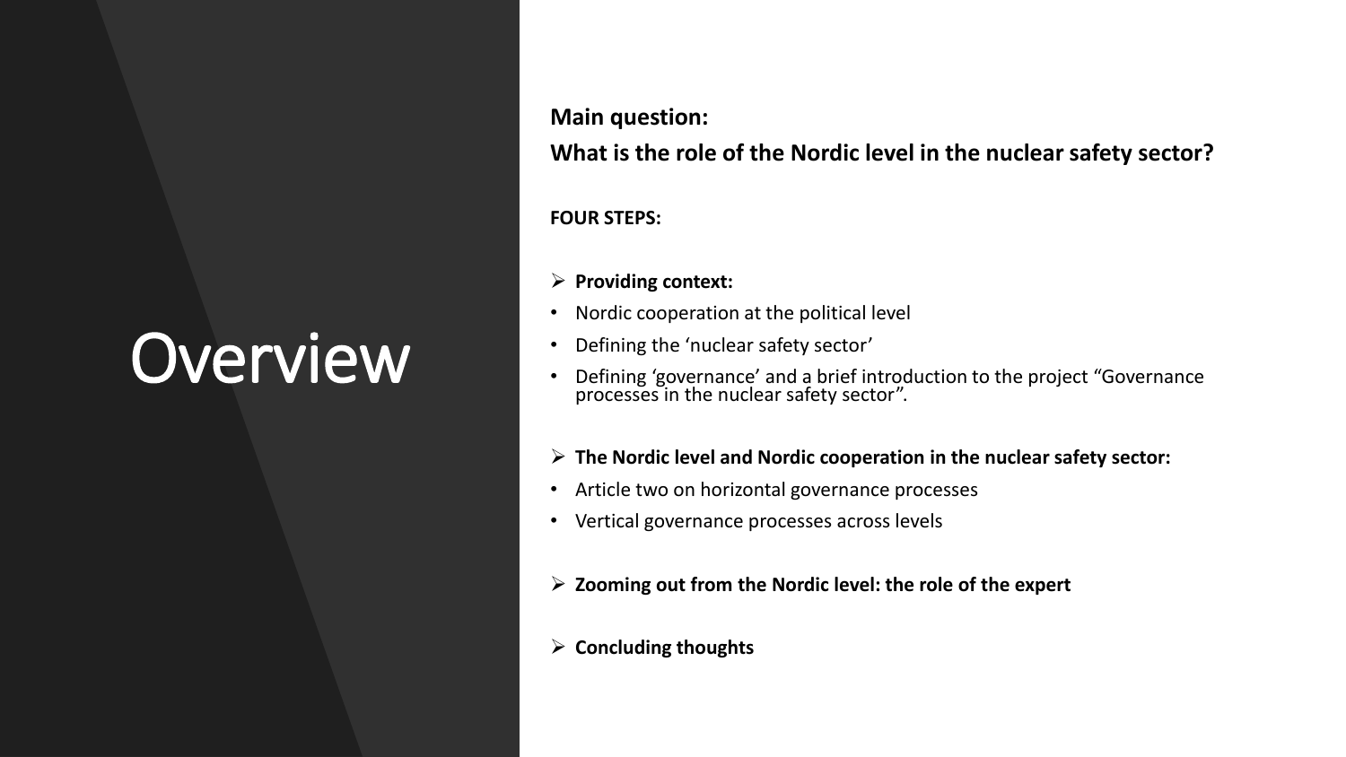# Overview

**Main question:**

**What is the role of the Nordic level in the nuclear safety sector?**

**FOUR STEPS:**

- **Providing context:**
  - Nordic cooperation at the political level
  - Defining the 'nuclear safety sector'
  - Defining 'governance' and a brief introduction to the project "Governance processes in the nuclear safety sector".
- **The Nordic level and Nordic cooperation in the nuclear safety sector:**
  - Article two on horizontal governance processes
  - Vertical governance processes across levels
- **Zooming out from the Nordic level: the role of the expert**
- **Concluding thoughts**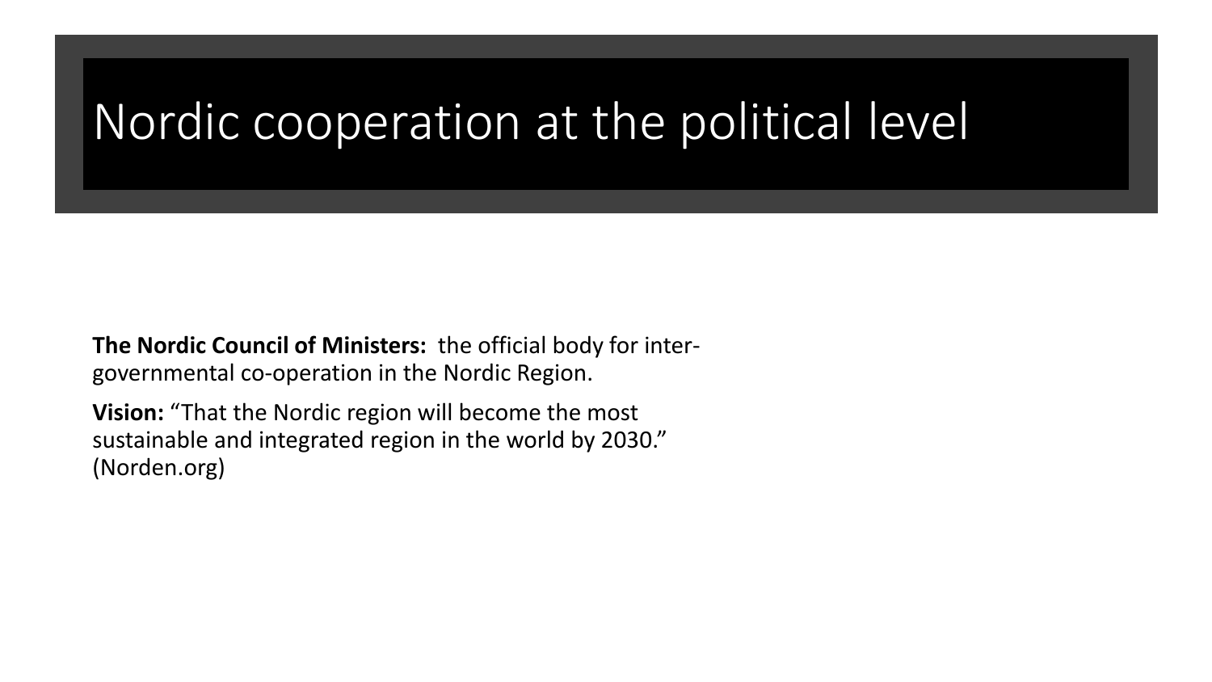# Nordic cooperation at the political level

**The Nordic Council of Ministers:** the official body for inter-governmental co-operation in the Nordic Region.

**Vision:** "That the Nordic region will become the most sustainable and integrated region in the world by 2030." (Norden.org)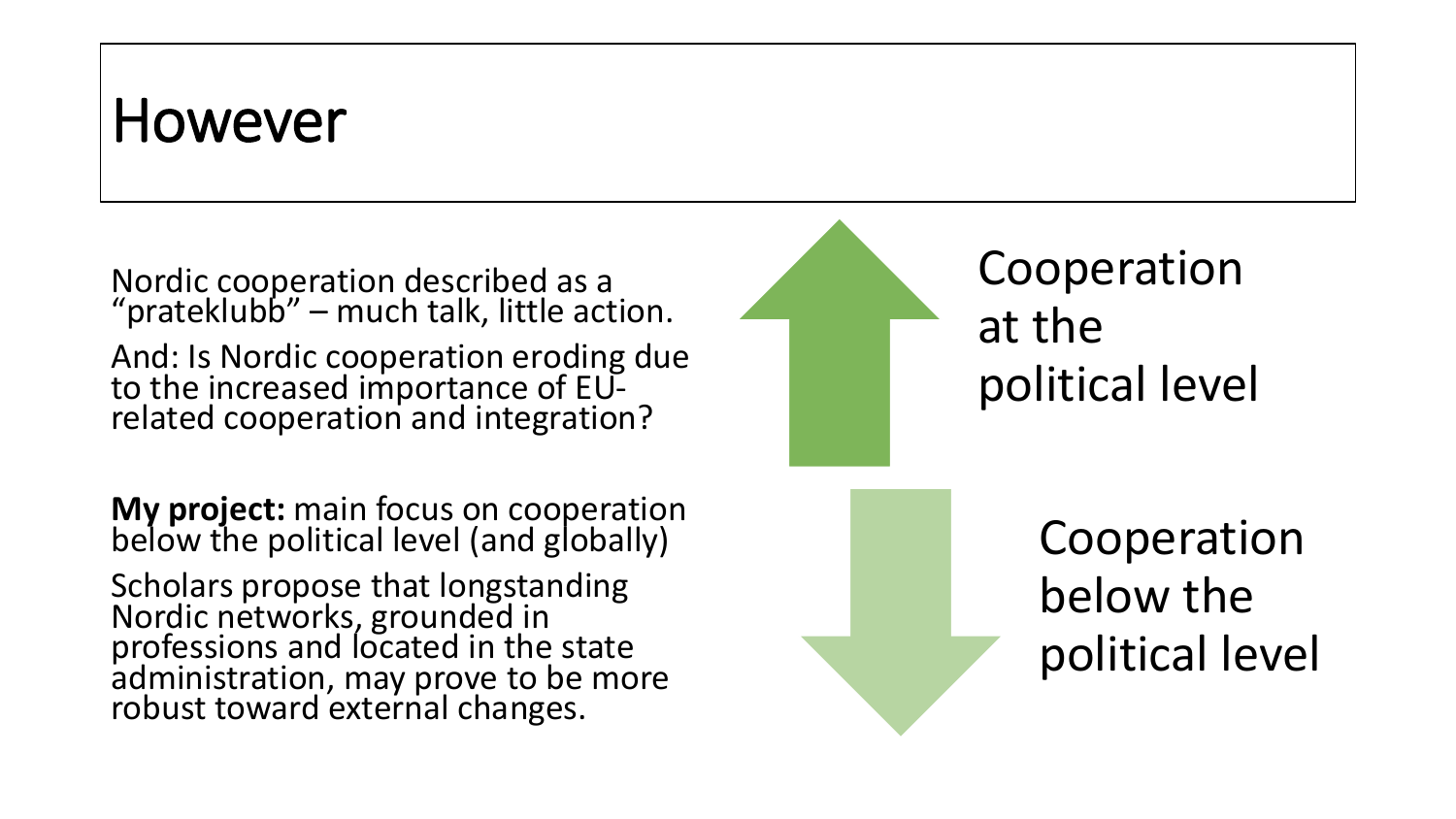# However

Nordic cooperation described as a "prateklubb" – much talk, little action.

And: Is Nordic cooperation eroding due to the increased importance of EU-related cooperation and integration?

**My project:** main focus on cooperation below the political level (and globally)

Scholars propose that longstanding Nordic networks, grounded in professions and located in the state administration, may prove to be more robust toward external changes.

Cooperation at the political level

Cooperation below the political level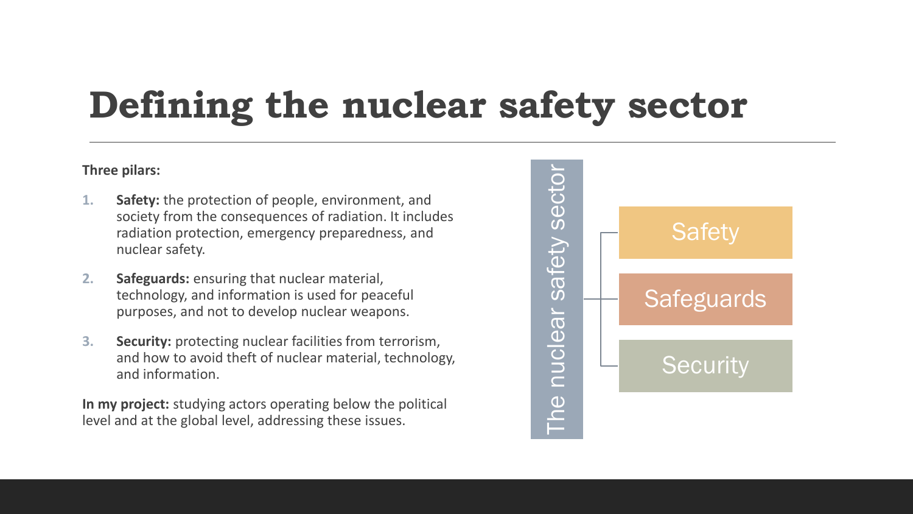# Defining the nuclear safety sector

**Three pilars:**

1. **Safety:** the protection of people, environment, and society from the consequences of radiation. It includes radiation protection, emergency preparedness, and nuclear safety.
2. **Safeguards:** ensuring that nuclear material, technology, and information is used for peaceful purposes, and not to develop nuclear weapons.
3. **Security:** protecting nuclear facilities from terrorism, and how to avoid theft of nuclear material, technology, and information.

**In my project:** studying actors operating below the political level and at the global level, addressing these issues.

The nuclear safety sector

Safety

Safeguards

Security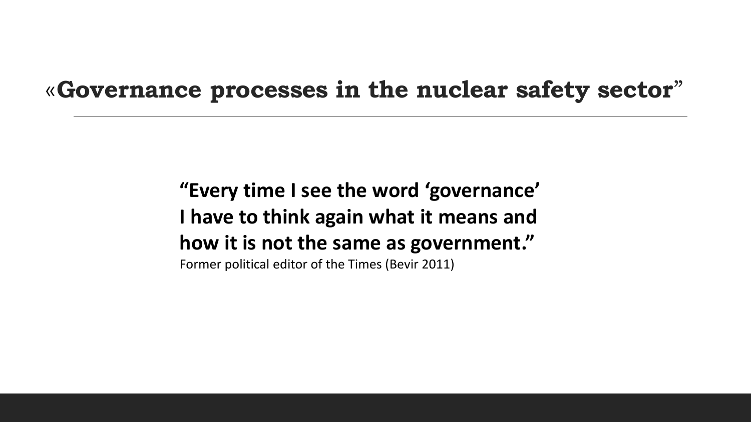# «Governance processes in the nuclear safety sector"

**"Every time I see the word 'governance' I have to think again what it means and how it is not the same as government."**

Former political editor of the Times (Bevir 2011)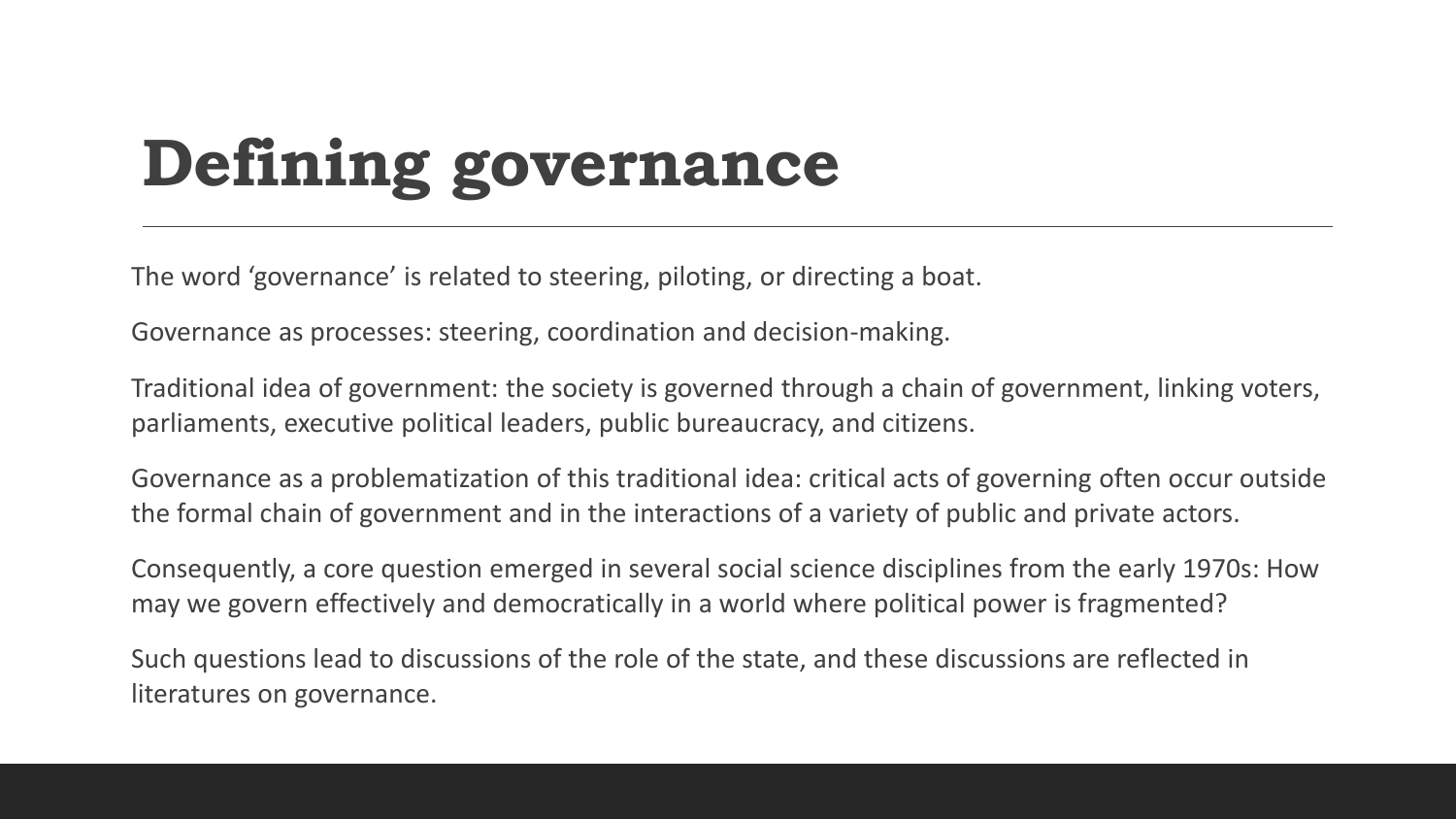# Defining governance

The word 'governance' is related to steering, piloting, or directing a boat.

Governance as processes: steering, coordination and decision-making.

Traditional idea of government: the society is governed through a chain of government, linking voters, parliaments, executive political leaders, public bureaucracy, and citizens.

Governance as a problematization of this traditional idea: critical acts of governing often occur outside the formal chain of government and in the interactions of a variety of public and private actors.

Consequently, a core question emerged in several social science disciplines from the early 1970s: How may we govern effectively and democratically in a world where political power is fragmented?

Such questions lead to discussions of the role of the state, and these discussions are reflected in literatures on governance.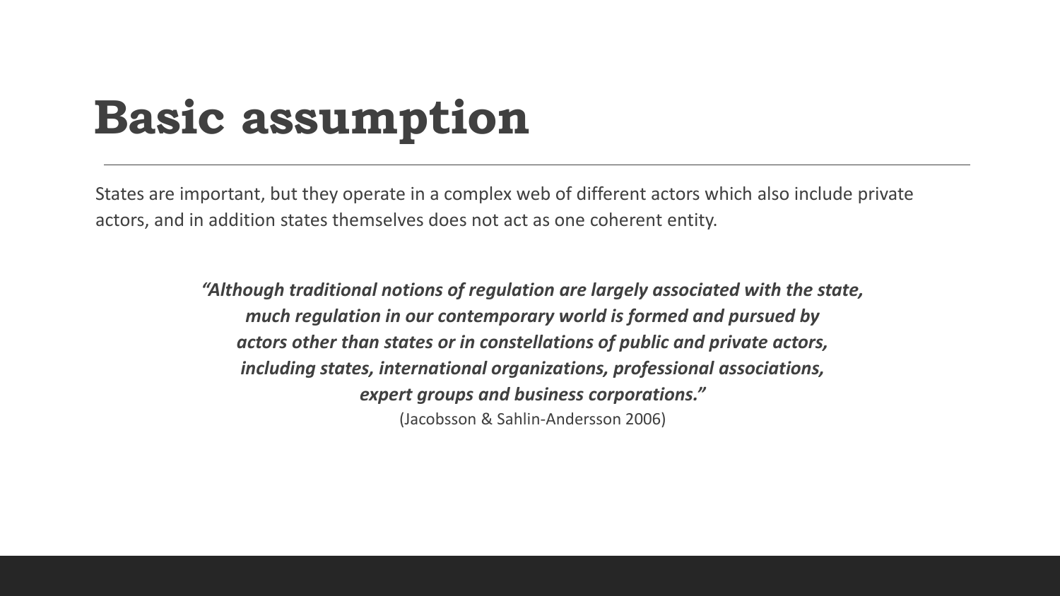# Basic assumption

States are important, but they operate in a complex web of different actors which also include private actors, and in addition states themselves does not act as one coherent entity.

> ***"Although traditional notions of regulation are largely associated with the state, much regulation in our contemporary world is formed and pursued by actors other than states or in constellations of public and private actors, including states, international organizations, professional associations, expert groups and business corporations."***
>
> (Jacobsson & Sahlin-Andersson 2006)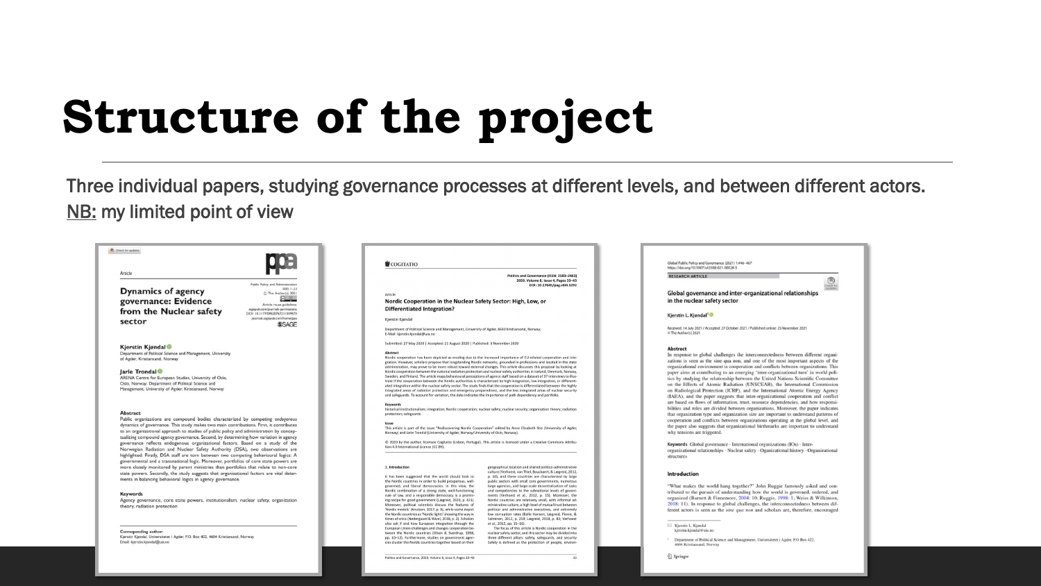# Structure of the project

Three individual papers, studying governance processes at different levels, and between different actors.

NB: my limited point of view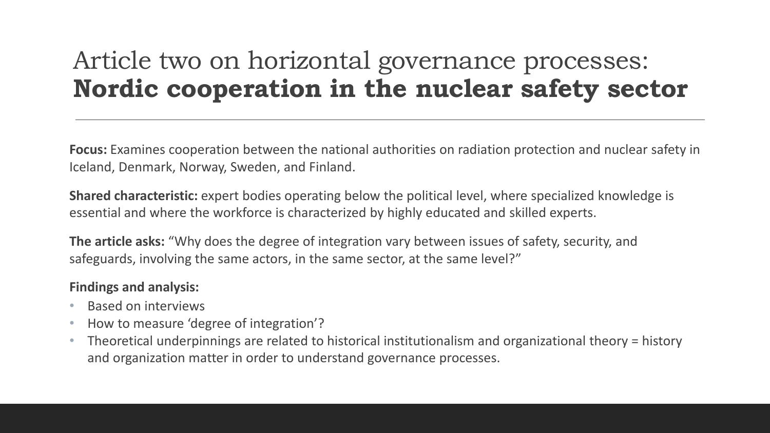# Article two on horizontal governance processes: **Nordic cooperation in the nuclear safety sector**

**Focus:** Examines cooperation between the national authorities on radiation protection and nuclear safety in Iceland, Denmark, Norway, Sweden, and Finland.

**Shared characteristic:** expert bodies operating below the political level, where specialized knowledge is essential and where the workforce is characterized by highly educated and skilled experts.

**The article asks:** "Why does the degree of integration vary between issues of safety, security, and safeguards, involving the same actors, in the same sector, at the same level?"

**Findings and analysis:**

- Based on interviews
- How to measure 'degree of integration'?
- Theoretical underpinnings are related to historical institutionalism and organizational theory = history and organization matter in order to understand governance processes.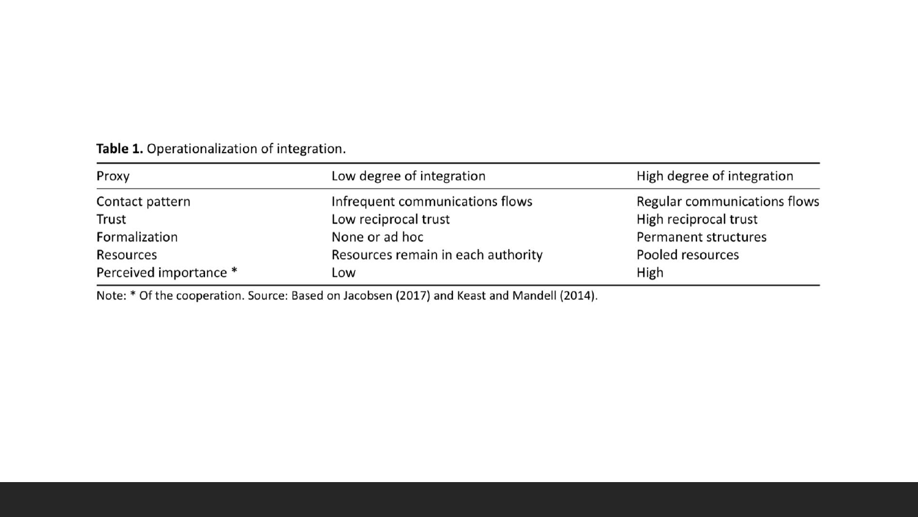**Table 1.** Operationalization of integration.

| Proxy | Low degree of integration | High degree of integration |
|---|---|---|
| Contact pattern | Infrequent communications flows | Regular communications flows |
| Trust | Low reciprocal trust | High reciprocal trust |
| Formalization | None or ad hoc | Permanent structures |
| Resources | Resources remain in each authority | Pooled resources |
| Perceived importance * | Low | High |

Note: * Of the cooperation. Source: Based on Jacobsen (2017) and Keast and Mandell (2014).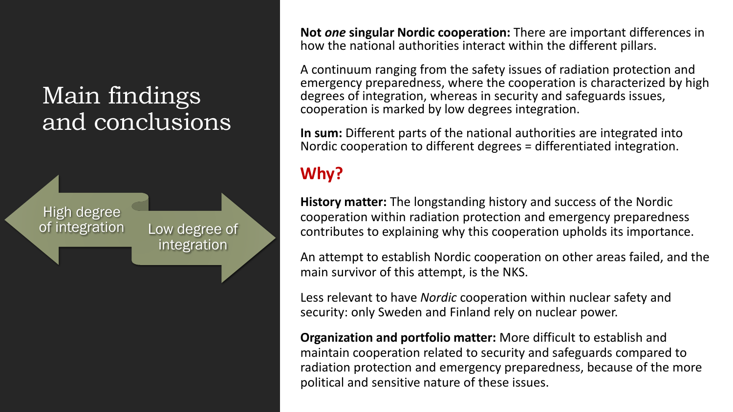# Main findings and conclusions

High degree of integration

Low degree of integration

**Not *one* singular Nordic cooperation:** There are important differences in how the national authorities interact within the different pillars.

A continuum ranging from the safety issues of radiation protection and emergency preparedness, where the cooperation is characterized by high degrees of integration, whereas in security and safeguards issues, cooperation is marked by low degrees integration.

**In sum:** Different parts of the national authorities are integrated into Nordic cooperation to different degrees = differentiated integration.

## Why?

**History matter:** The longstanding history and success of the Nordic cooperation within radiation protection and emergency preparedness contributes to explaining why this cooperation upholds its importance.

An attempt to establish Nordic cooperation on other areas failed, and the main survivor of this attempt, is the NKS.

Less relevant to have *Nordic* cooperation within nuclear safety and security: only Sweden and Finland rely on nuclear power.

**Organization and portfolio matter:** More difficult to establish and maintain cooperation related to security and safeguards compared to radiation protection and emergency preparedness, because of the more political and sensitive nature of these issues.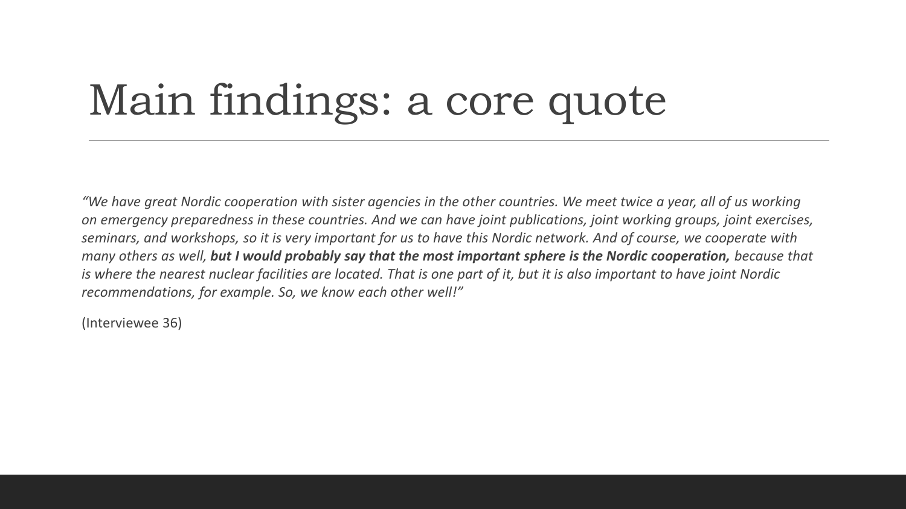# Main findings: a core quote

*"We have great Nordic cooperation with sister agencies in the other countries. We meet twice a year, all of us working on emergency preparedness in these countries. And we can have joint publications, joint working groups, joint exercises, seminars, and workshops, so it is very important for us to have this Nordic network. And of course, we cooperate with many others as well,* ***but I would probably say that the most important sphere is the Nordic cooperation,*** *because that is where the nearest nuclear facilities are located. That is one part of it, but it is also important to have joint Nordic recommendations, for example. So, we know each other well!"*

(Interviewee 36)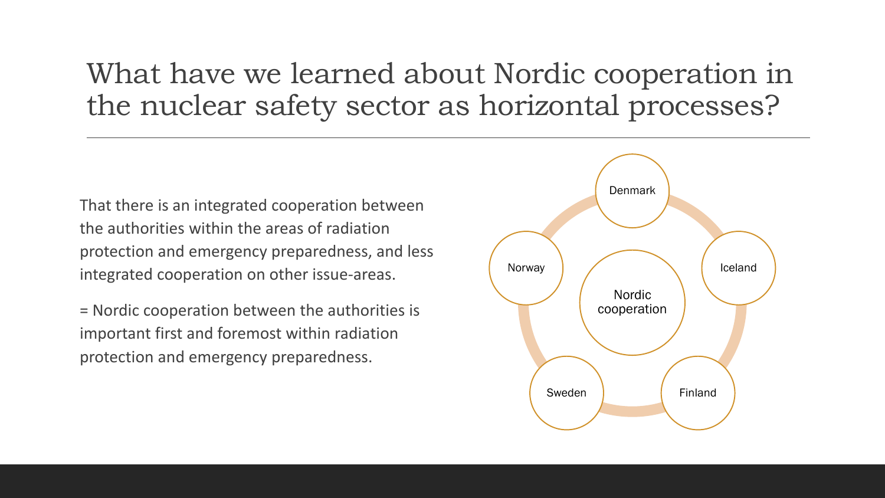# What have we learned about Nordic cooperation in the nuclear safety sector as horizontal processes?

That there is an integrated cooperation between the authorities within the areas of radiation protection and emergency preparedness, and less integrated cooperation on other issue-areas.

= Nordic cooperation between the authorities is important first and foremost within radiation protection and emergency preparedness.

Denmark

Iceland

Finland

Sweden

Norway

Nordic cooperation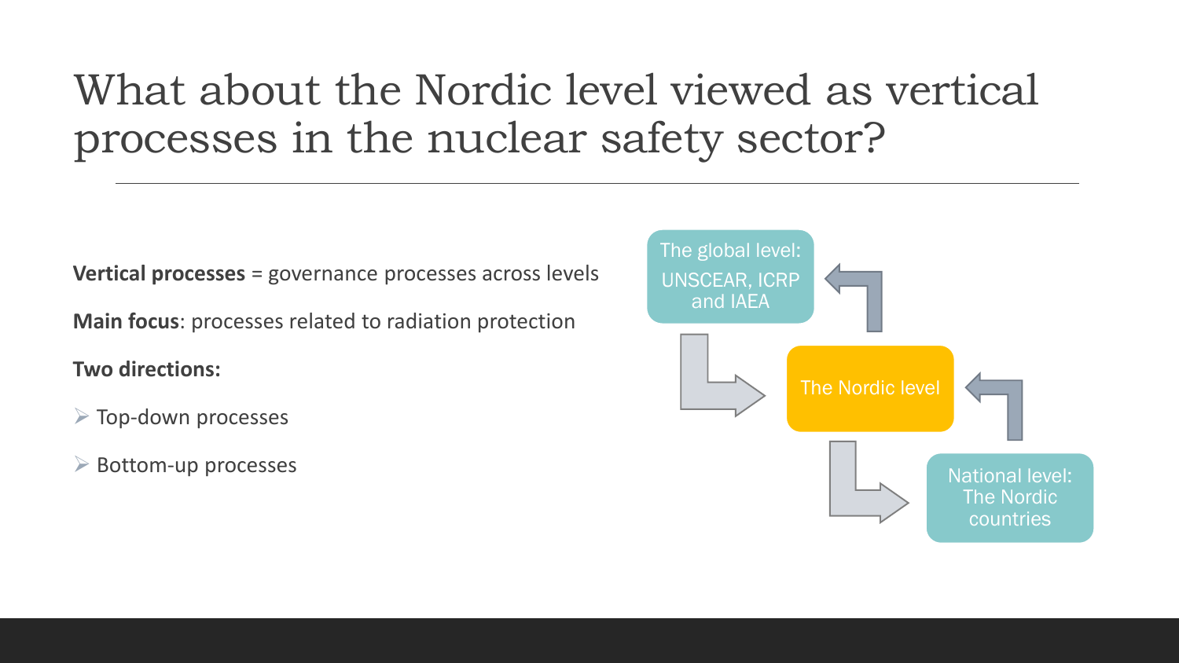# What about the Nordic level viewed as vertical processes in the nuclear safety sector?

**Vertical processes** = governance processes across levels

**Main focus**: processes related to radiation protection

**Two directions:**

- Top-down processes
- Bottom-up processes

The global level: UNSCEAR, ICRP and IAEA

The Nordic level

National level: The Nordic countries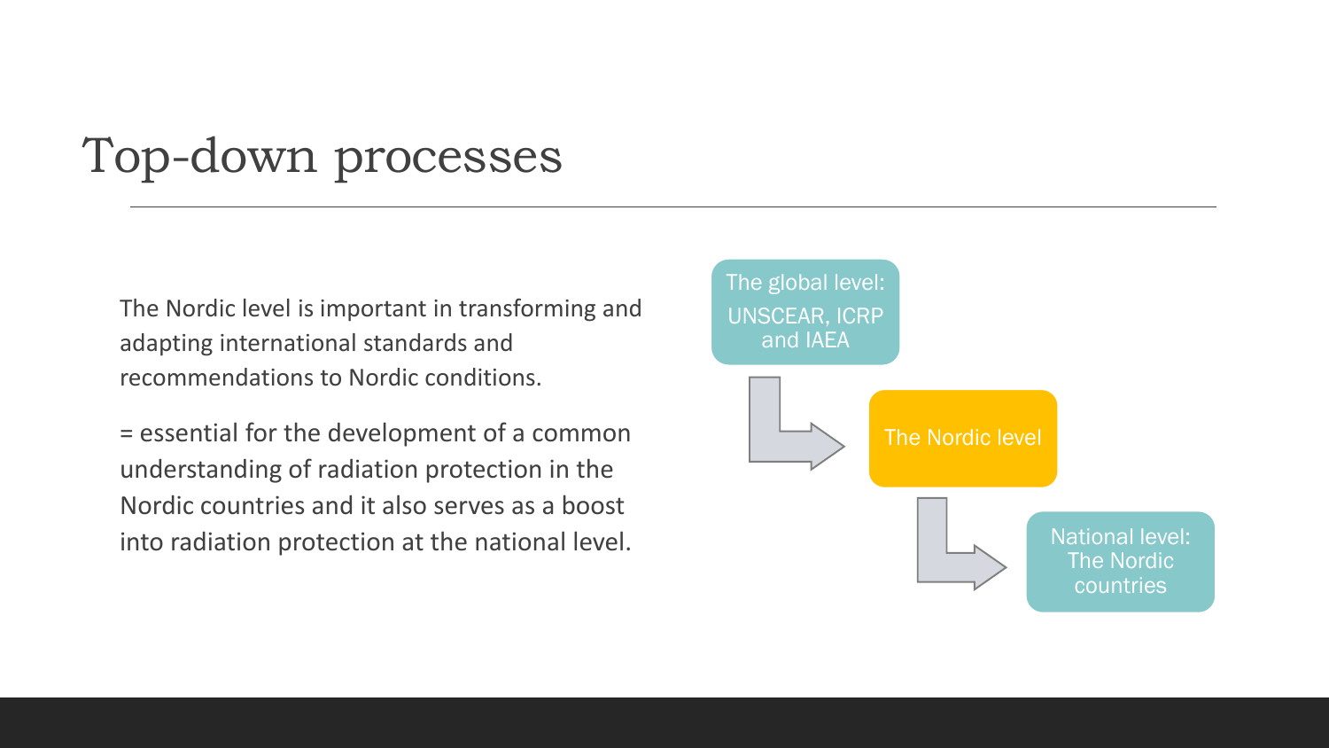# Top-down processes

The Nordic level is important in transforming and adapting international standards and recommendations to Nordic conditions.

= essential for the development of a common understanding of radiation protection in the Nordic countries and it also serves as a boost into radiation protection at the national level.

The global level: UNSCEAR, ICRP and IAEA

The Nordic level

National level: The Nordic countries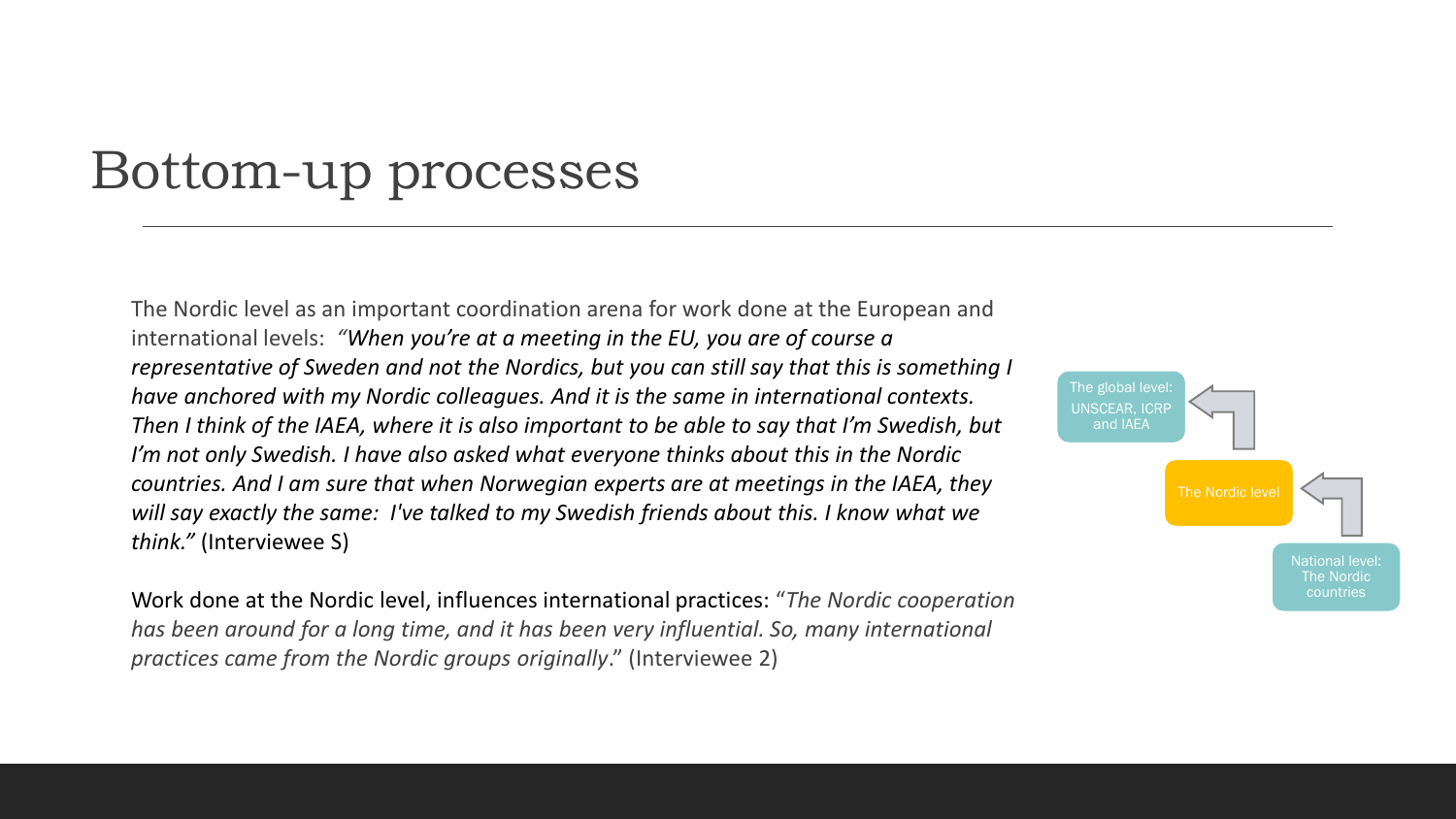# Bottom-up processes

The Nordic level as an important coordination arena for work done at the European and international levels: *"When you're at a meeting in the EU, you are of course a representative of Sweden and not the Nordics, but you can still say that this is something I have anchored with my Nordic colleagues. And it is the same in international contexts. Then I think of the IAEA, where it is also important to be able to say that I'm Swedish, but I'm not only Swedish. I have also asked what everyone thinks about this in the Nordic countries. And I am sure that when Norwegian experts are at meetings in the IAEA, they will say exactly the same: I've talked to my Swedish friends about this. I know what we think."* (Interviewee S)

Work done at the Nordic level, influences international practices: "*The Nordic cooperation has been around for a long time, and it has been very influential. So, many international practices came from the Nordic groups originally*." (Interviewee 2)

The global level: UNSCEAR, ICRP and IAEA

The Nordic level

National level: The Nordic countries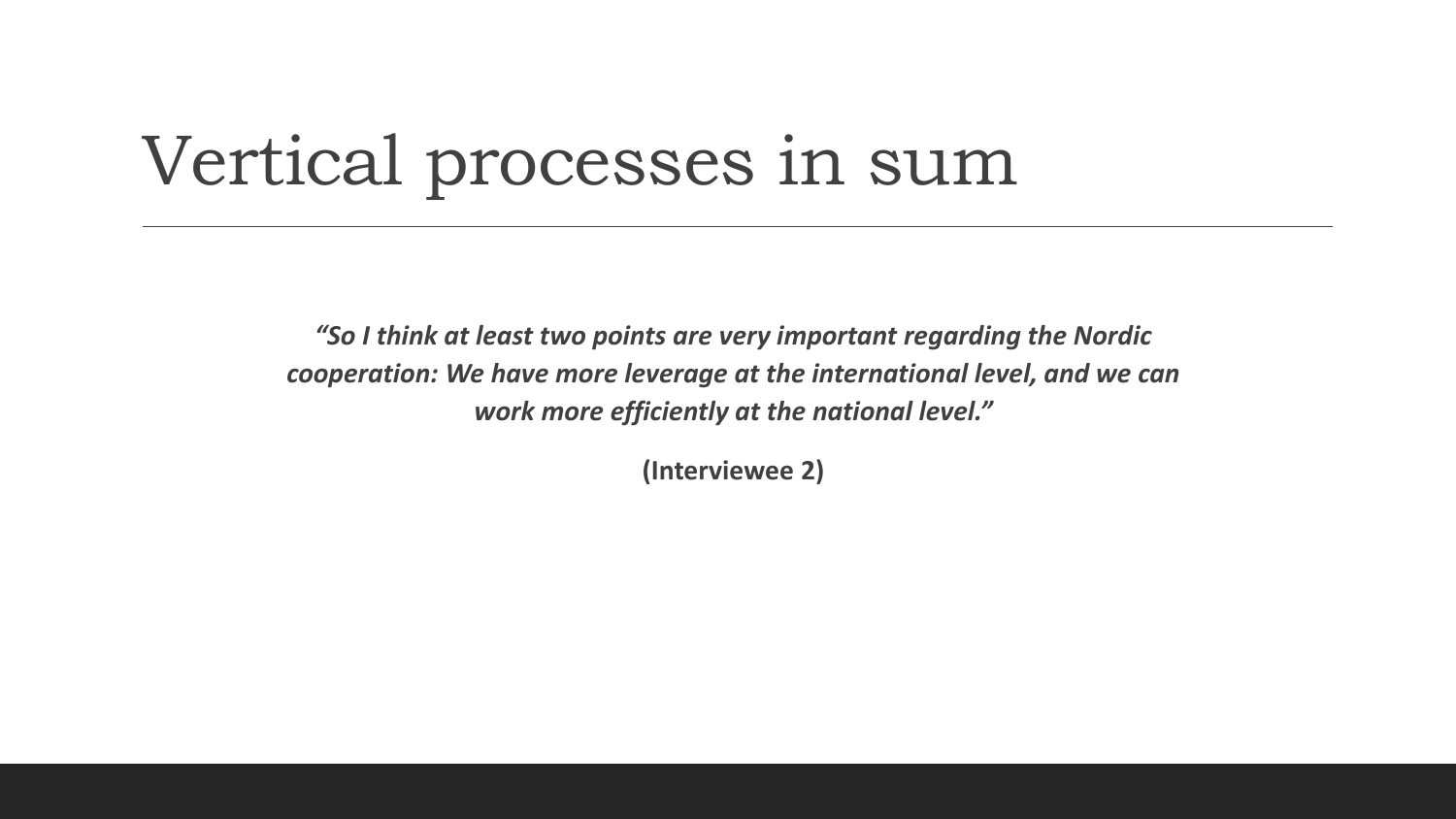# Vertical processes in sum

***"So I think at least two points are very important regarding the Nordic cooperation: We have more leverage at the international level, and we can work more efficiently at the national level."***

**(Interviewee 2)**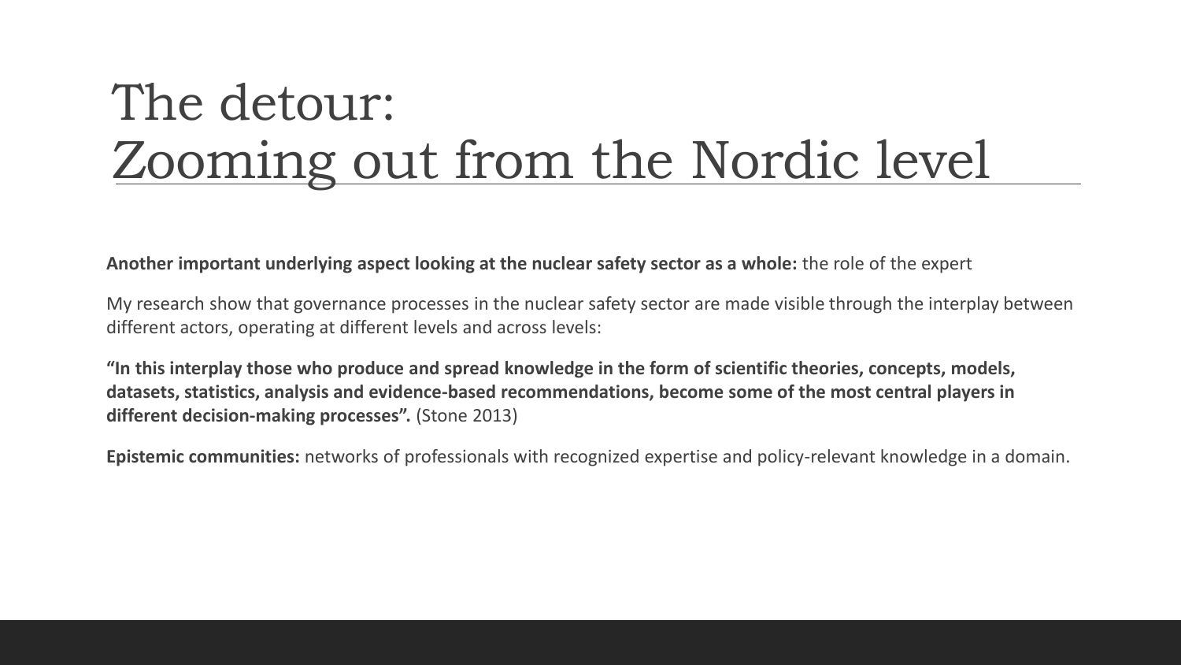# The detour: Zooming out from the Nordic level

**Another important underlying aspect looking at the nuclear safety sector as a whole:** the role of the expert

My research show that governance processes in the nuclear safety sector are made visible through the interplay between different actors, operating at different levels and across levels:

**"In this interplay those who produce and spread knowledge in the form of scientific theories, concepts, models, datasets, statistics, analysis and evidence-based recommendations, become some of the most central players in different decision-making processes".** (Stone 2013)

**Epistemic communities:** networks of professionals with recognized expertise and policy-relevant knowledge in a domain.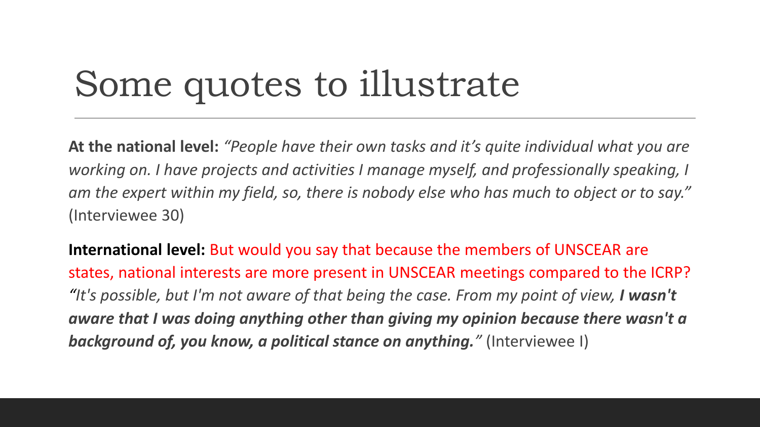# Some quotes to illustrate

**At the national level:** *"People have their own tasks and it's quite individual what you are working on. I have projects and activities I manage myself, and professionally speaking, I am the expert within my field, so, there is nobody else who has much to object or to say."* (Interviewee 30)

**International level:** But would you say that because the members of UNSCEAR are states, national interests are more present in UNSCEAR meetings compared to the ICRP? *"It's possible, but I'm not aware of that being the case. From my point of view, **I wasn't aware that I was doing anything other than giving my opinion because there wasn't a background of, you know, a political stance on anything.**"* (Interviewee I)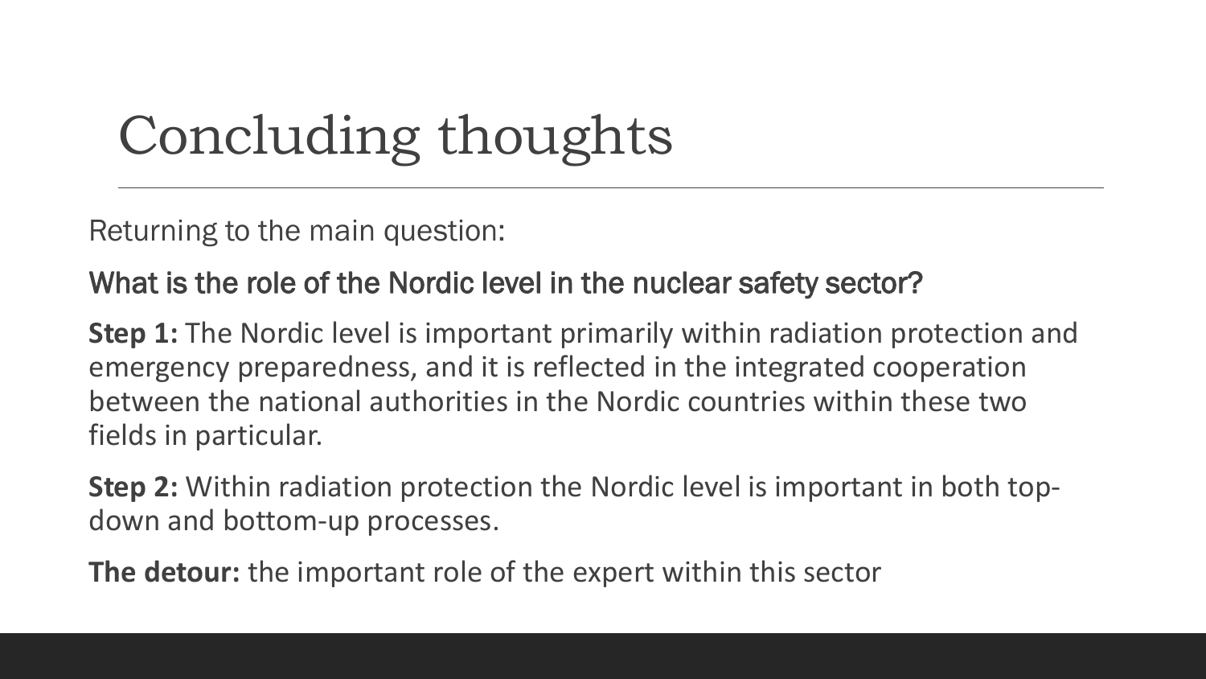# Concluding thoughts

Returning to the main question:

What is the role of the Nordic level in the nuclear safety sector?

**Step 1:** The Nordic level is important primarily within radiation protection and emergency preparedness, and it is reflected in the integrated cooperation between the national authorities in the Nordic countries within these two fields in particular.

**Step 2:** Within radiation protection the Nordic level is important in both top-down and bottom-up processes.

**The detour:** the important role of the expert within this sector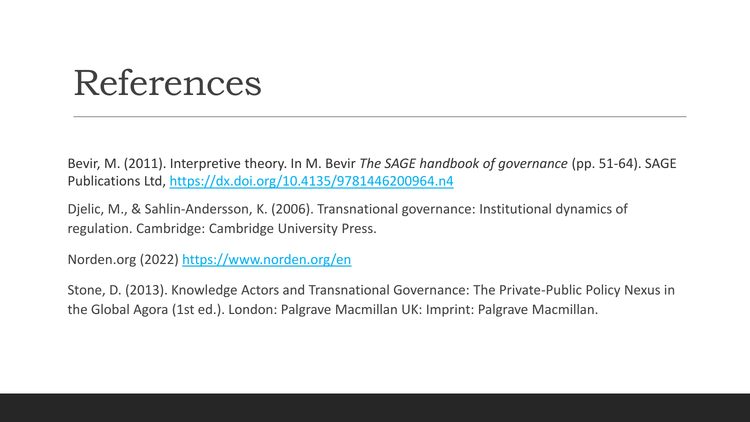# References

Bevir, M. (2011). Interpretive theory. In M. Bevir *The SAGE handbook of governance* (pp. 51-64). SAGE Publications Ltd, https://dx.doi.org/10.4135/9781446200964.n4

Djelic, M., & Sahlin-Andersson, K. (2006). Transnational governance: Institutional dynamics of regulation. Cambridge: Cambridge University Press.

Norden.org (2022) https://www.norden.org/en

Stone, D. (2013). Knowledge Actors and Transnational Governance: The Private-Public Policy Nexus in the Global Agora (1st ed.). London: Palgrave Macmillan UK: Imprint: Palgrave Macmillan.